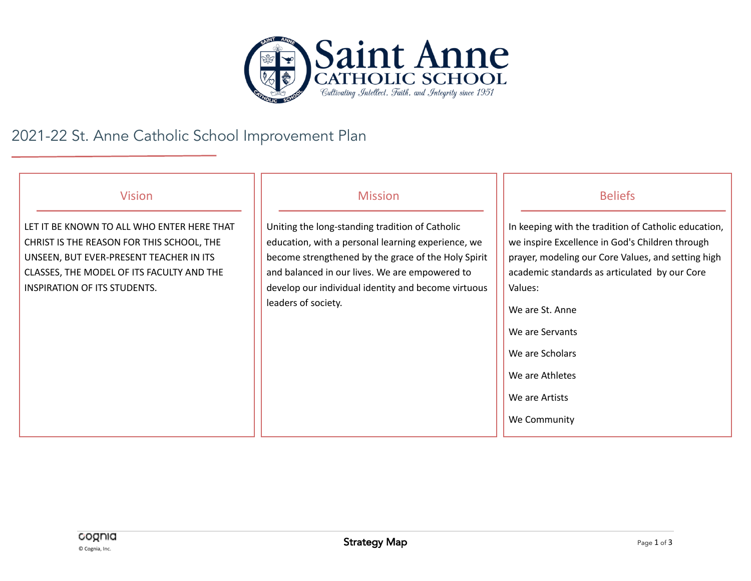# Saint Anne Catholic School

*Cultivating Intellect, Faith, and Integrity since 1951*

## 2021-22 St. Anne Catholic School Improvement Plan

### Vision

LET IT BE KNOWN TO ALL WHO ENTER HERE THAT CHRIST IS THE REASON FOR THIS SCHOOL, THE UNSEEN, BUT EVER-PRESENT TEACHER IN ITS CLASSES, THE MODEL OF ITS FACULTY AND THE INSPIRATION OF ITS STUDENTS.

### Mission

Uniting the long-standing tradition of Catholic education, with a personal learning experience, we become strengthened by the grace of the Holy Spirit and balanced in our lives. We are empowered to develop our individual identity and become virtuous leaders of society.

### Beliefs

In keeping with the tradition of Catholic education, we inspire Excellence in God's Children through prayer, modeling our Core Values, and setting high academic standards as articulated by our Core Values:

We are St. Anne

We are Servants

We are Scholars

We are Athletes

We are Artists

We Community

Strategy Map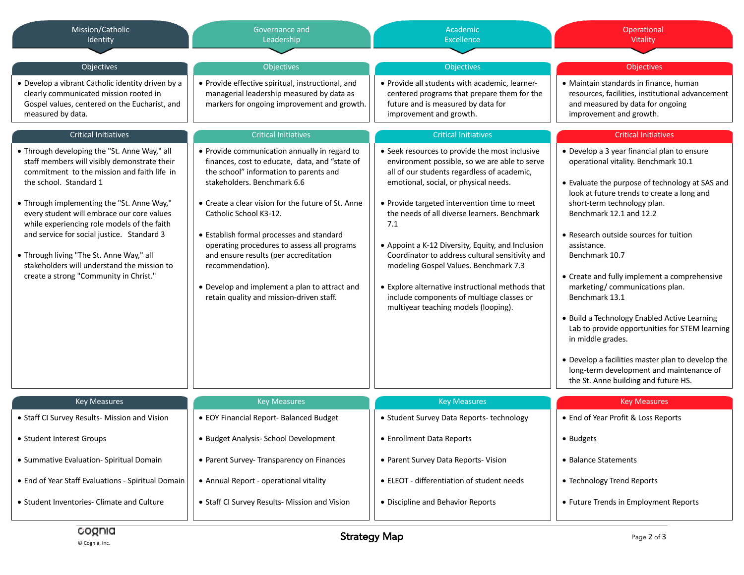## Mission/Catholic Identity

### Objectives

- Develop a vibrant Catholic identity driven by a clearly communicated mission rooted in Gospel values, centered on the Eucharist, and measured by data.

### Critical Initiatives

- Through developing the "St. Anne Way," all staff members will visibly demonstrate their commitment to the mission and faith life in the school. Standard 1
- Through implementing the "St. Anne Way," every student will embrace our core values while experiencing role models of the faith and service for social justice. Standard 3
- Through living "The St. Anne Way," all stakeholders will understand the mission to create a strong "Community in Christ."

### Key Measures

- Staff CI Survey Results- Mission and Vision
- Student Interest Groups
- Summative Evaluation- Spiritual Domain
- End of Year Staff Evaluations - Spiritual Domain
- Student Inventories- Climate and Culture

## Governance and Leadership

### Objectives

- Provide effective spiritual, instructional, and managerial leadership measured by data as markers for ongoing improvement and growth.

### Critical Initiatives

- Provide communication annually in regard to finances, cost to educate, data, and "state of the school" information to parents and stakeholders. Benchmark 6.6
- Create a clear vision for the future of St. Anne Catholic School K3-12.
- Establish formal processes and standard operating procedures to assess all programs and ensure results (per accreditation recommendation).
- Develop and implement a plan to attract and retain quality and mission-driven staff.

### Key Measures

- EOY Financial Report- Balanced Budget
- Budget Analysis- School Development
- Parent Survey- Transparency on Finances
- Annual Report - operational vitality
- Staff CI Survey Results- Mission and Vision

## Academic Excellence

### Objectives

- Provide all students with academic, learner-centered programs that prepare them for the future and is measured by data for improvement and growth.

### Critical Initiatives

- Seek resources to provide the most inclusive environment possible, so we are able to serve all of our students regardless of academic, emotional, social, or physical needs.
- Provide targeted intervention time to meet the needs of all diverse learners. Benchmark 7.1
- Appoint a K-12 Diversity, Equity, and Inclusion Coordinator to address cultural sensitivity and modeling Gospel Values. Benchmark 7.3
- Explore alternative instructional methods that include components of multiage classes or multiyear teaching models (looping).

### Key Measures

- Student Survey Data Reports- technology
- Enrollment Data Reports
- Parent Survey Data Reports- Vision
- ELEOT - differentiation of student needs
- Discipline and Behavior Reports

## Operational Vitality

### Objectives

- Maintain standards in finance, human resources, facilities, institutional advancement and measured by data for ongoing improvement and growth.

### Critical Initiatives

- Develop a 3 year financial plan to ensure operational vitality. Benchmark 10.1
- Evaluate the purpose of technology at SAS and look at future trends to create a long and short-term technology plan. Benchmark 12.1 and 12.2
- Research outside sources for tuition assistance. Benchmark 10.7
- Create and fully implement a comprehensive marketing/ communications plan. Benchmark 13.1
- Build a Technology Enabled Active Learning Lab to provide opportunities for STEM learning in middle grades.
- Develop a facilities master plan to develop the long-term development and maintenance of the St. Anne building and future HS.

### Key Measures

- End of Year Profit & Loss Reports
- Budgets
- Balance Statements
- Technology Trend Reports
- Future Trends in Employment Reports

Strategy Map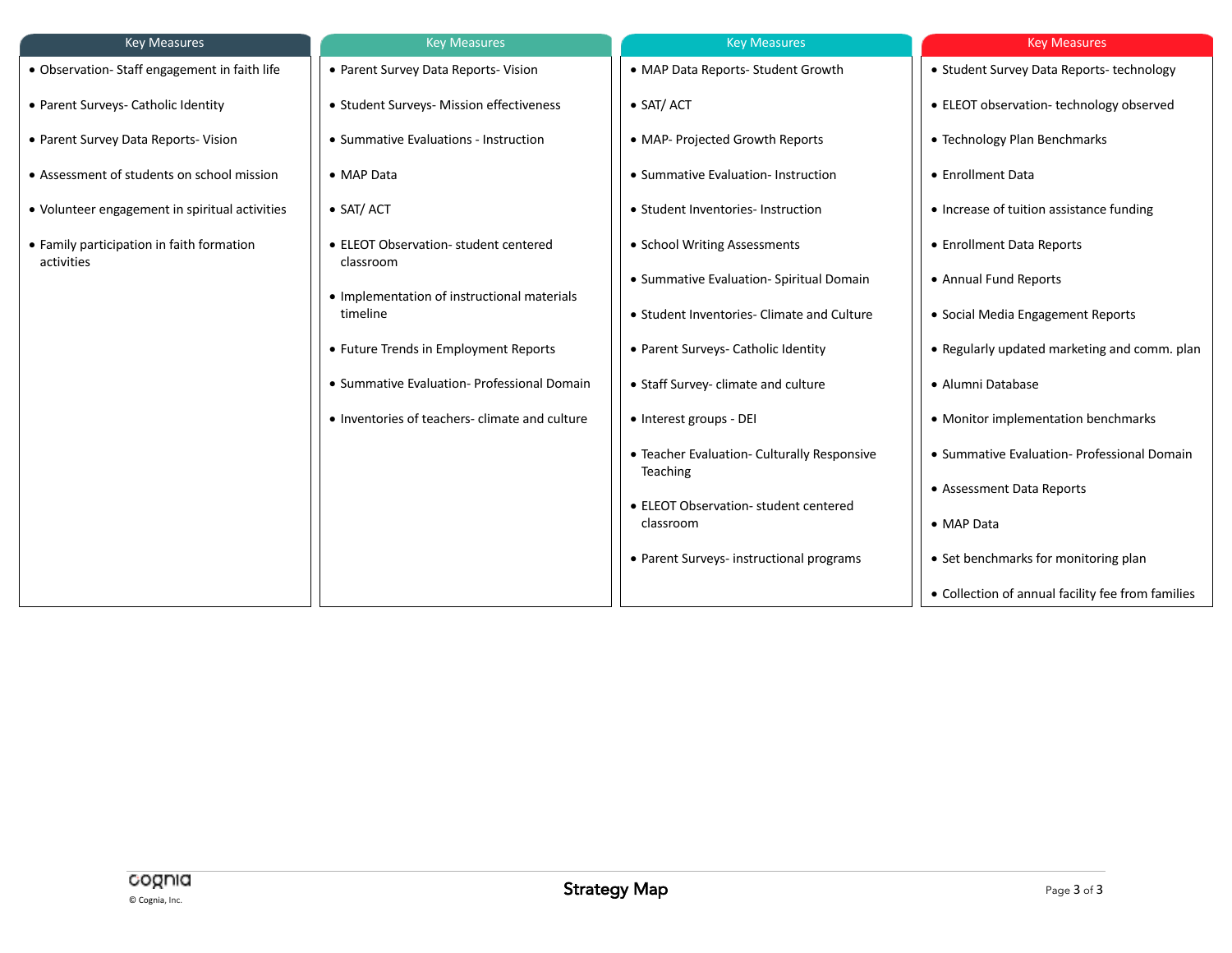## Key Measures

- Observation- Staff engagement in faith life
- Parent Surveys- Catholic Identity
- Parent Survey Data Reports- Vision
- Assessment of students on school mission
- Volunteer engagement in spiritual activities
- Family participation in faith formation activities

## Key Measures

- Parent Survey Data Reports- Vision
- Student Surveys- Mission effectiveness
- Summative Evaluations - Instruction
- MAP Data
- SAT/ ACT
- ELEOT Observation- student centered classroom
- Implementation of instructional materials timeline
- Future Trends in Employment Reports
- Summative Evaluation- Professional Domain
- Inventories of teachers- climate and culture

## Key Measures

- MAP Data Reports- Student Growth
- SAT/ ACT
- MAP- Projected Growth Reports
- Summative Evaluation- Instruction
- Student Inventories- Instruction
- School Writing Assessments
- Summative Evaluation- Spiritual Domain
- Student Inventories- Climate and Culture
- Parent Surveys- Catholic Identity
- Staff Survey- climate and culture
- Interest groups - DEI
- Teacher Evaluation- Culturally Responsive Teaching
- ELEOT Observation- student centered classroom
- Parent Surveys- instructional programs

## Key Measures

- Student Survey Data Reports- technology
- ELEOT observation- technology observed
- Technology Plan Benchmarks
- Enrollment Data
- Increase of tuition assistance funding
- Enrollment Data Reports
- Annual Fund Reports
- Social Media Engagement Reports
- Regularly updated marketing and comm. plan
- Alumni Database
- Monitor implementation benchmarks
- Summative Evaluation- Professional Domain
- Assessment Data Reports
- MAP Data
- Set benchmarks for monitoring plan
- Collection of annual facility fee from families